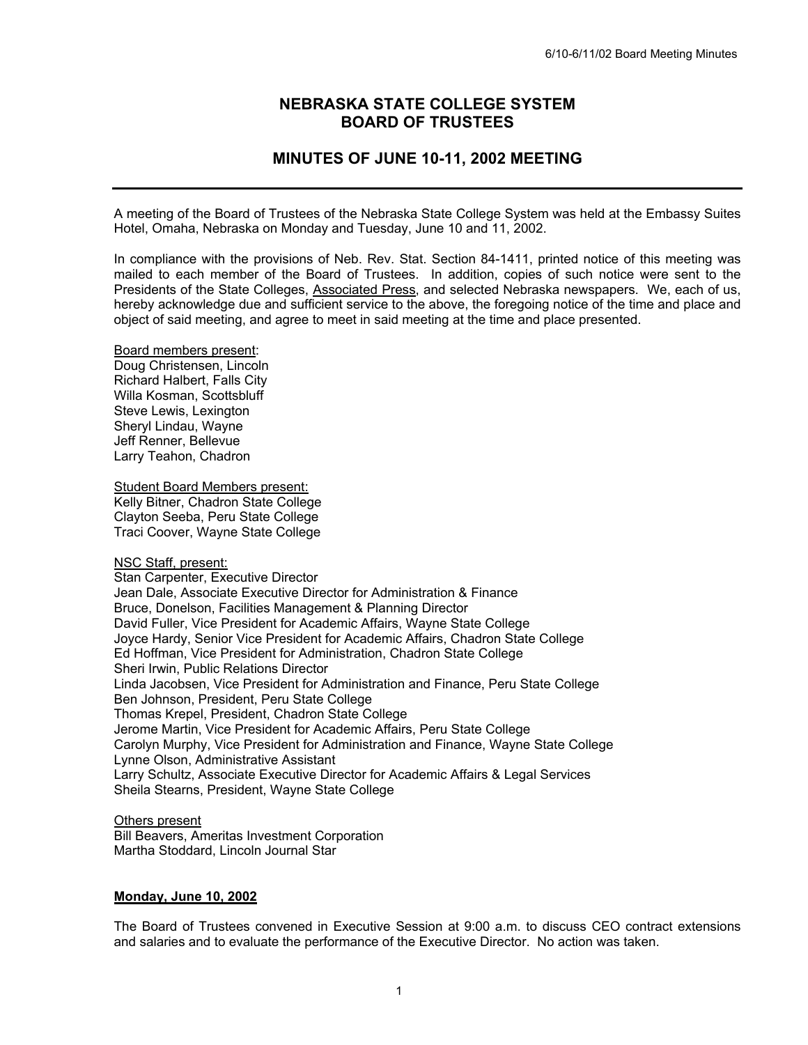# NEBRASKA STATE COLLEGE SYSTEM
# BOARD OF TRUSTEES

## MINUTES OF JUNE 10-11, 2002 MEETING

---

A meeting of the Board of Trustees of the Nebraska State College System was held at the Embassy Suites Hotel, Omaha, Nebraska on Monday and Tuesday, June 10 and 11, 2002.

In compliance with the provisions of Neb. Rev. Stat. Section 84-1411, printed notice of this meeting was mailed to each member of the Board of Trustees. In addition, copies of such notice were sent to the Presidents of the State Colleges, Associated Press, and selected Nebraska newspapers. We, each of us, hereby acknowledge due and sufficient service to the above, the foregoing notice of the time and place and object of said meeting, and agree to meet in said meeting at the time and place presented.

Board members present:
Doug Christensen, Lincoln
Richard Halbert, Falls City
Willa Kosman, Scottsbluff
Steve Lewis, Lexington
Sheryl Lindau, Wayne
Jeff Renner, Bellevue
Larry Teahon, Chadron

Student Board Members present:
Kelly Bitner, Chadron State College
Clayton Seeba, Peru State College
Traci Coover, Wayne State College

NSC Staff, present:
Stan Carpenter, Executive Director
Jean Dale, Associate Executive Director for Administration & Finance
Bruce, Donelson, Facilities Management & Planning Director
David Fuller, Vice President for Academic Affairs, Wayne State College
Joyce Hardy, Senior Vice President for Academic Affairs, Chadron State College
Ed Hoffman, Vice President for Administration, Chadron State College
Sheri Irwin, Public Relations Director
Linda Jacobsen, Vice President for Administration and Finance, Peru State College
Ben Johnson, President, Peru State College
Thomas Krepel, President, Chadron State College
Jerome Martin, Vice President for Academic Affairs, Peru State College
Carolyn Murphy, Vice President for Administration and Finance, Wayne State College
Lynne Olson, Administrative Assistant
Larry Schultz, Associate Executive Director for Academic Affairs & Legal Services
Sheila Stearns, President, Wayne State College

Others present
Bill Beavers, Ameritas Investment Corporation
Martha Stoddard, Lincoln Journal Star

**Monday, June 10, 2002**

The Board of Trustees convened in Executive Session at 9:00 a.m. to discuss CEO contract extensions and salaries and to evaluate the performance of the Executive Director. No action was taken.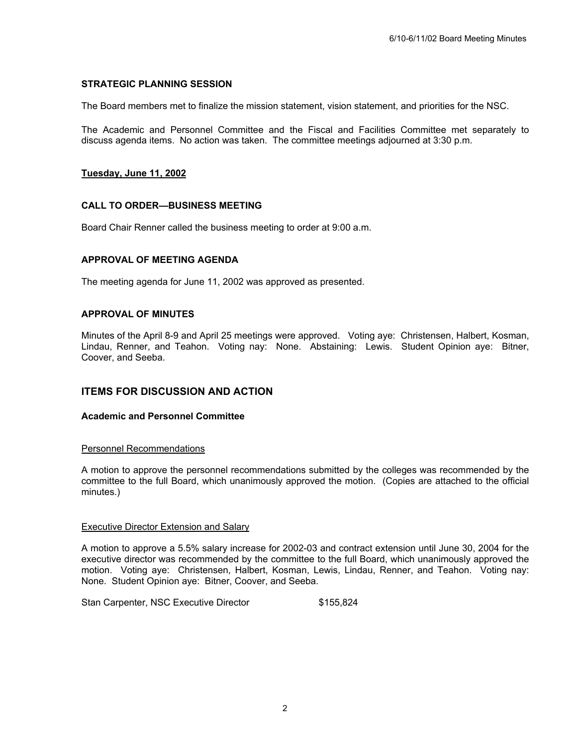### STRATEGIC PLANNING SESSION

The Board members met to finalize the mission statement, vision statement, and priorities for the NSC.

The Academic and Personnel Committee and the Fiscal and Facilities Committee met separately to discuss agenda items. No action was taken. The committee meetings adjourned at 3:30 p.m.

**Tuesday, June 11, 2002**

### CALL TO ORDER—BUSINESS MEETING

Board Chair Renner called the business meeting to order at 9:00 a.m.

### APPROVAL OF MEETING AGENDA

The meeting agenda for June 11, 2002 was approved as presented.

### APPROVAL OF MINUTES

Minutes of the April 8-9 and April 25 meetings were approved. Voting aye: Christensen, Halbert, Kosman, Lindau, Renner, and Teahon. Voting nay: None. Abstaining: Lewis. Student Opinion aye: Bitner, Coover, and Seeba.

## ITEMS FOR DISCUSSION AND ACTION

### Academic and Personnel Committee

Personnel Recommendations

A motion to approve the personnel recommendations submitted by the colleges was recommended by the committee to the full Board, which unanimously approved the motion. (Copies are attached to the official minutes.)

Executive Director Extension and Salary

A motion to approve a 5.5% salary increase for 2002-03 and contract extension until June 30, 2004 for the executive director was recommended by the committee to the full Board, which unanimously approved the motion. Voting aye: Christensen, Halbert, Kosman, Lewis, Lindau, Renner, and Teahon. Voting nay: None. Student Opinion aye: Bitner, Coover, and Seeba.

Stan Carpenter, NSC Executive Director $155,824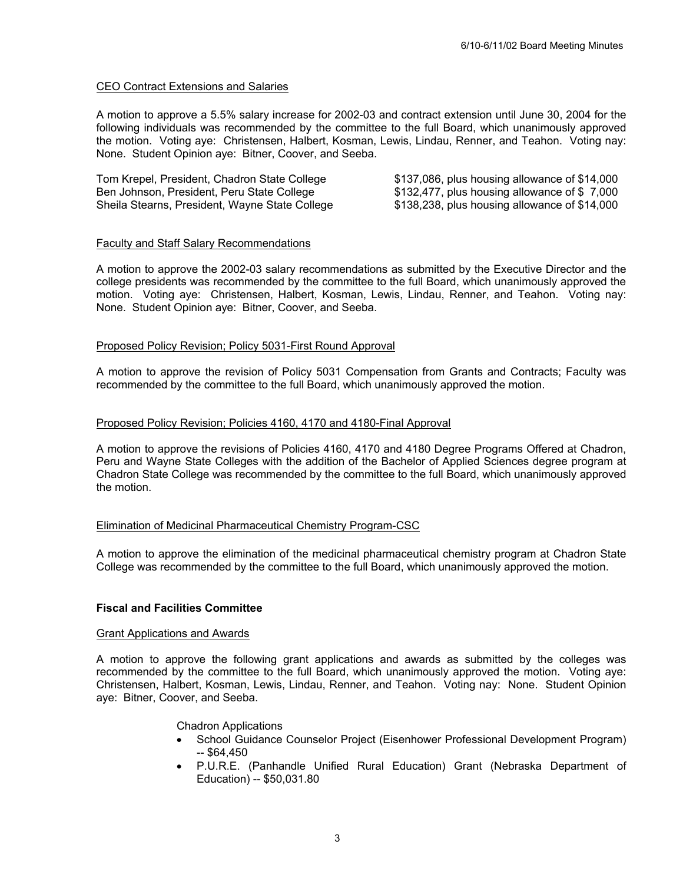CEO Contract Extensions and Salaries

A motion to approve a 5.5% salary increase for 2002-03 and contract extension until June 30, 2004 for the following individuals was recommended by the committee to the full Board, which unanimously approved the motion. Voting aye: Christensen, Halbert, Kosman, Lewis, Lindau, Renner, and Teahon. Voting nay: None. Student Opinion aye: Bitner, Coover, and Seeba.

| | |
|---|---|
| Tom Krepel, President, Chadron State College | $137,086, plus housing allowance of $14,000 |
| Ben Johnson, President, Peru State College | $132,477, plus housing allowance of $ 7,000 |
| Sheila Stearns, President, Wayne State College | $138,238, plus housing allowance of $14,000 |

Faculty and Staff Salary Recommendations

A motion to approve the 2002-03 salary recommendations as submitted by the Executive Director and the college presidents was recommended by the committee to the full Board, which unanimously approved the motion. Voting aye: Christensen, Halbert, Kosman, Lewis, Lindau, Renner, and Teahon. Voting nay: None. Student Opinion aye: Bitner, Coover, and Seeba.

Proposed Policy Revision; Policy 5031-First Round Approval

A motion to approve the revision of Policy 5031 Compensation from Grants and Contracts; Faculty was recommended by the committee to the full Board, which unanimously approved the motion.

Proposed Policy Revision; Policies 4160, 4170 and 4180-Final Approval

A motion to approve the revisions of Policies 4160, 4170 and 4180 Degree Programs Offered at Chadron, Peru and Wayne State Colleges with the addition of the Bachelor of Applied Sciences degree program at Chadron State College was recommended by the committee to the full Board, which unanimously approved the motion.

Elimination of Medicinal Pharmaceutical Chemistry Program-CSC

A motion to approve the elimination of the medicinal pharmaceutical chemistry program at Chadron State College was recommended by the committee to the full Board, which unanimously approved the motion.

**Fiscal and Facilities Committee**

Grant Applications and Awards

A motion to approve the following grant applications and awards as submitted by the colleges was recommended by the committee to the full Board, which unanimously approved the motion. Voting aye: Christensen, Halbert, Kosman, Lewis, Lindau, Renner, and Teahon. Voting nay: None. Student Opinion aye: Bitner, Coover, and Seeba.

Chadron Applications

- School Guidance Counselor Project (Eisenhower Professional Development Program) -- $64,450
- P.U.R.E. (Panhandle Unified Rural Education) Grant (Nebraska Department of Education) -- $50,031.80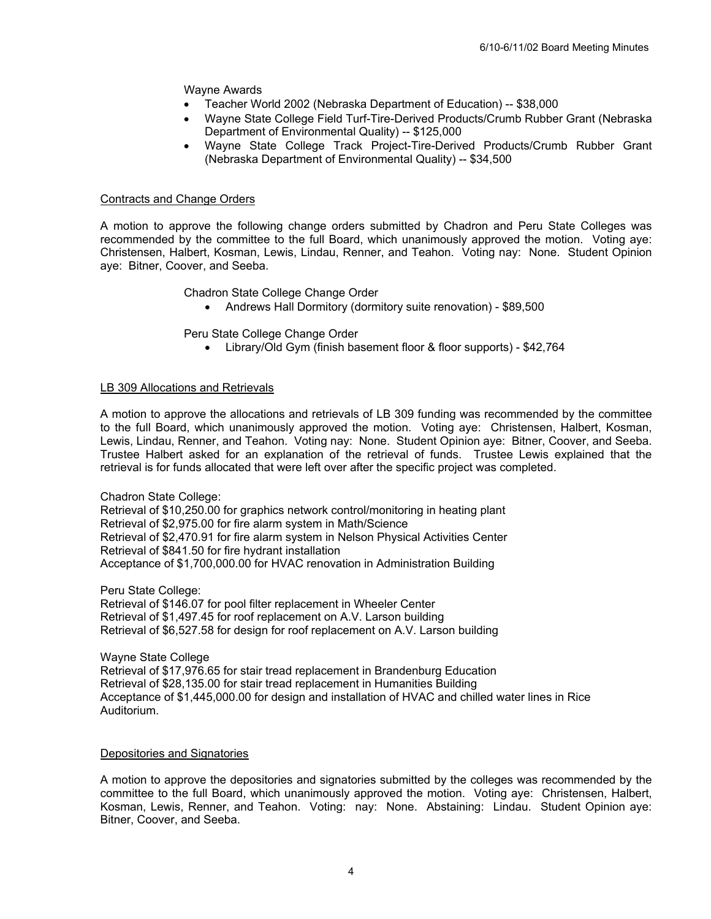Wayne Awards

- Teacher World 2002 (Nebraska Department of Education) -- $38,000
- Wayne State College Field Turf-Tire-Derived Products/Crumb Rubber Grant (Nebraska Department of Environmental Quality) -- $125,000
- Wayne State College Track Project-Tire-Derived Products/Crumb Rubber Grant (Nebraska Department of Environmental Quality) -- $34,500

<u>Contracts and Change Orders</u>

A motion to approve the following change orders submitted by Chadron and Peru State Colleges was recommended by the committee to the full Board, which unanimously approved the motion. Voting aye: Christensen, Halbert, Kosman, Lewis, Lindau, Renner, and Teahon. Voting nay: None. Student Opinion aye: Bitner, Coover, and Seeba.

Chadron State College Change Order

- Andrews Hall Dormitory (dormitory suite renovation) - $89,500

Peru State College Change Order

- Library/Old Gym (finish basement floor & floor supports) - $42,764

<u>LB 309 Allocations and Retrievals</u>

A motion to approve the allocations and retrievals of LB 309 funding was recommended by the committee to the full Board, which unanimously approved the motion. Voting aye: Christensen, Halbert, Kosman, Lewis, Lindau, Renner, and Teahon. Voting nay: None. Student Opinion aye: Bitner, Coover, and Seeba. Trustee Halbert asked for an explanation of the retrieval of funds. Trustee Lewis explained that the retrieval is for funds allocated that were left over after the specific project was completed.

Chadron State College:
Retrieval of $10,250.00 for graphics network control/monitoring in heating plant
Retrieval of $2,975.00 for fire alarm system in Math/Science
Retrieval of $2,470.91 for fire alarm system in Nelson Physical Activities Center
Retrieval of $841.50 for fire hydrant installation
Acceptance of $1,700,000.00 for HVAC renovation in Administration Building

Peru State College:
Retrieval of $146.07 for pool filter replacement in Wheeler Center
Retrieval of $1,497.45 for roof replacement on A.V. Larson building
Retrieval of $6,527.58 for design for roof replacement on A.V. Larson building

Wayne State College
Retrieval of $17,976.65 for stair tread replacement in Brandenburg Education
Retrieval of $28,135.00 for stair tread replacement in Humanities Building
Acceptance of $1,445,000.00 for design and installation of HVAC and chilled water lines in Rice Auditorium.

<u>Depositories and Signatories</u>

A motion to approve the depositories and signatories submitted by the colleges was recommended by the committee to the full Board, which unanimously approved the motion. Voting aye: Christensen, Halbert, Kosman, Lewis, Renner, and Teahon. Voting: nay: None. Abstaining: Lindau. Student Opinion aye: Bitner, Coover, and Seeba.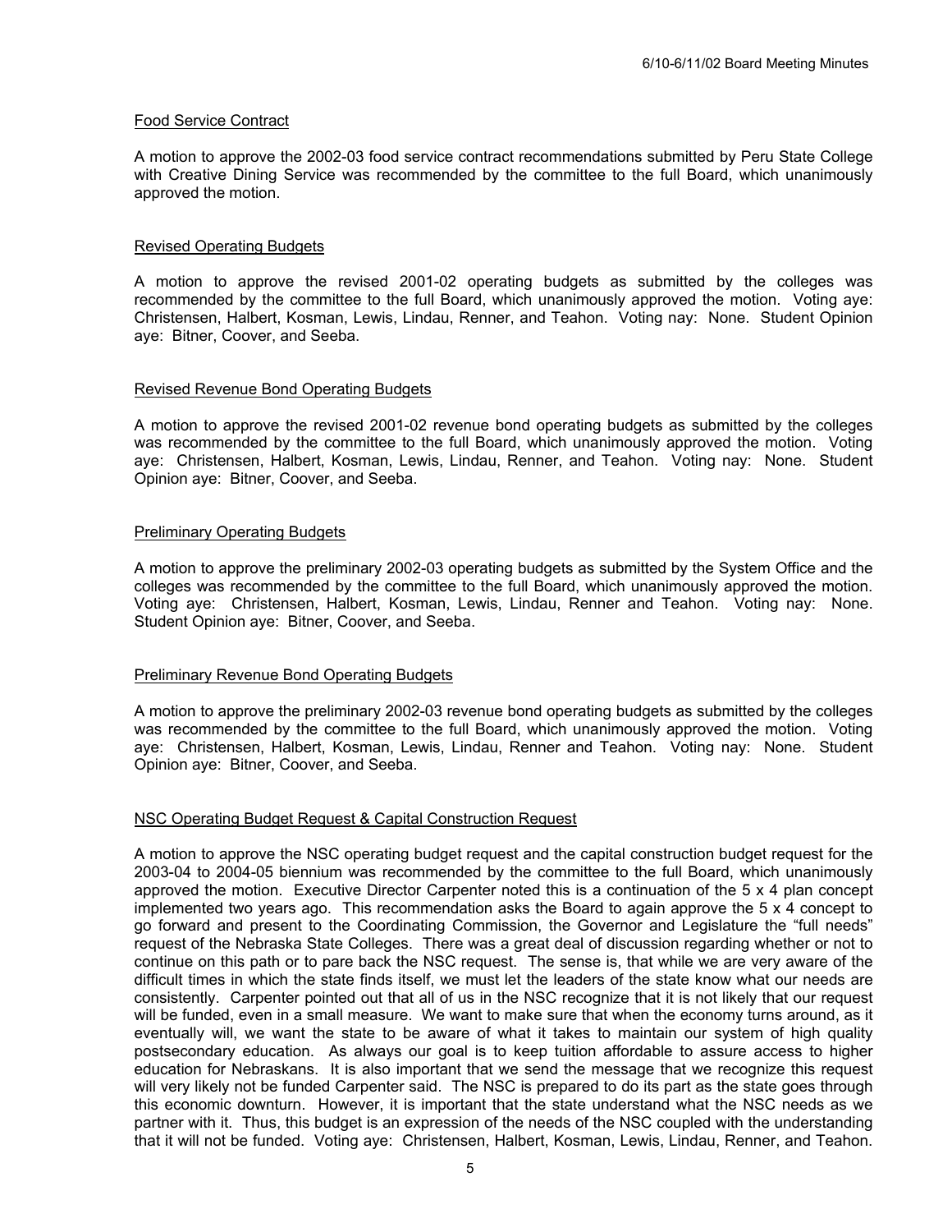### Food Service Contract

A motion to approve the 2002-03 food service contract recommendations submitted by Peru State College with Creative Dining Service was recommended by the committee to the full Board, which unanimously approved the motion.

### Revised Operating Budgets

A motion to approve the revised 2001-02 operating budgets as submitted by the colleges was recommended by the committee to the full Board, which unanimously approved the motion. Voting aye: Christensen, Halbert, Kosman, Lewis, Lindau, Renner, and Teahon. Voting nay: None. Student Opinion aye: Bitner, Coover, and Seeba.

### Revised Revenue Bond Operating Budgets

A motion to approve the revised 2001-02 revenue bond operating budgets as submitted by the colleges was recommended by the committee to the full Board, which unanimously approved the motion. Voting aye: Christensen, Halbert, Kosman, Lewis, Lindau, Renner, and Teahon. Voting nay: None. Student Opinion aye: Bitner, Coover, and Seeba.

### Preliminary Operating Budgets

A motion to approve the preliminary 2002-03 operating budgets as submitted by the System Office and the colleges was recommended by the committee to the full Board, which unanimously approved the motion. Voting aye: Christensen, Halbert, Kosman, Lewis, Lindau, Renner and Teahon. Voting nay: None. Student Opinion aye: Bitner, Coover, and Seeba.

### Preliminary Revenue Bond Operating Budgets

A motion to approve the preliminary 2002-03 revenue bond operating budgets as submitted by the colleges was recommended by the committee to the full Board, which unanimously approved the motion. Voting aye: Christensen, Halbert, Kosman, Lewis, Lindau, Renner and Teahon. Voting nay: None. Student Opinion aye: Bitner, Coover, and Seeba.

### NSC Operating Budget Request & Capital Construction Request

A motion to approve the NSC operating budget request and the capital construction budget request for the 2003-04 to 2004-05 biennium was recommended by the committee to the full Board, which unanimously approved the motion. Executive Director Carpenter noted this is a continuation of the 5 x 4 plan concept implemented two years ago. This recommendation asks the Board to again approve the 5 x 4 concept to go forward and present to the Coordinating Commission, the Governor and Legislature the "full needs" request of the Nebraska State Colleges. There was a great deal of discussion regarding whether or not to continue on this path or to pare back the NSC request. The sense is, that while we are very aware of the difficult times in which the state finds itself, we must let the leaders of the state know what our needs are consistently. Carpenter pointed out that all of us in the NSC recognize that it is not likely that our request will be funded, even in a small measure. We want to make sure that when the economy turns around, as it eventually will, we want the state to be aware of what it takes to maintain our system of high quality postsecondary education. As always our goal is to keep tuition affordable to assure access to higher education for Nebraskans. It is also important that we send the message that we recognize this request will very likely not be funded Carpenter said. The NSC is prepared to do its part as the state goes through this economic downturn. However, it is important that the state understand what the NSC needs as we partner with it. Thus, this budget is an expression of the needs of the NSC coupled with the understanding that it will not be funded. Voting aye: Christensen, Halbert, Kosman, Lewis, Lindau, Renner, and Teahon.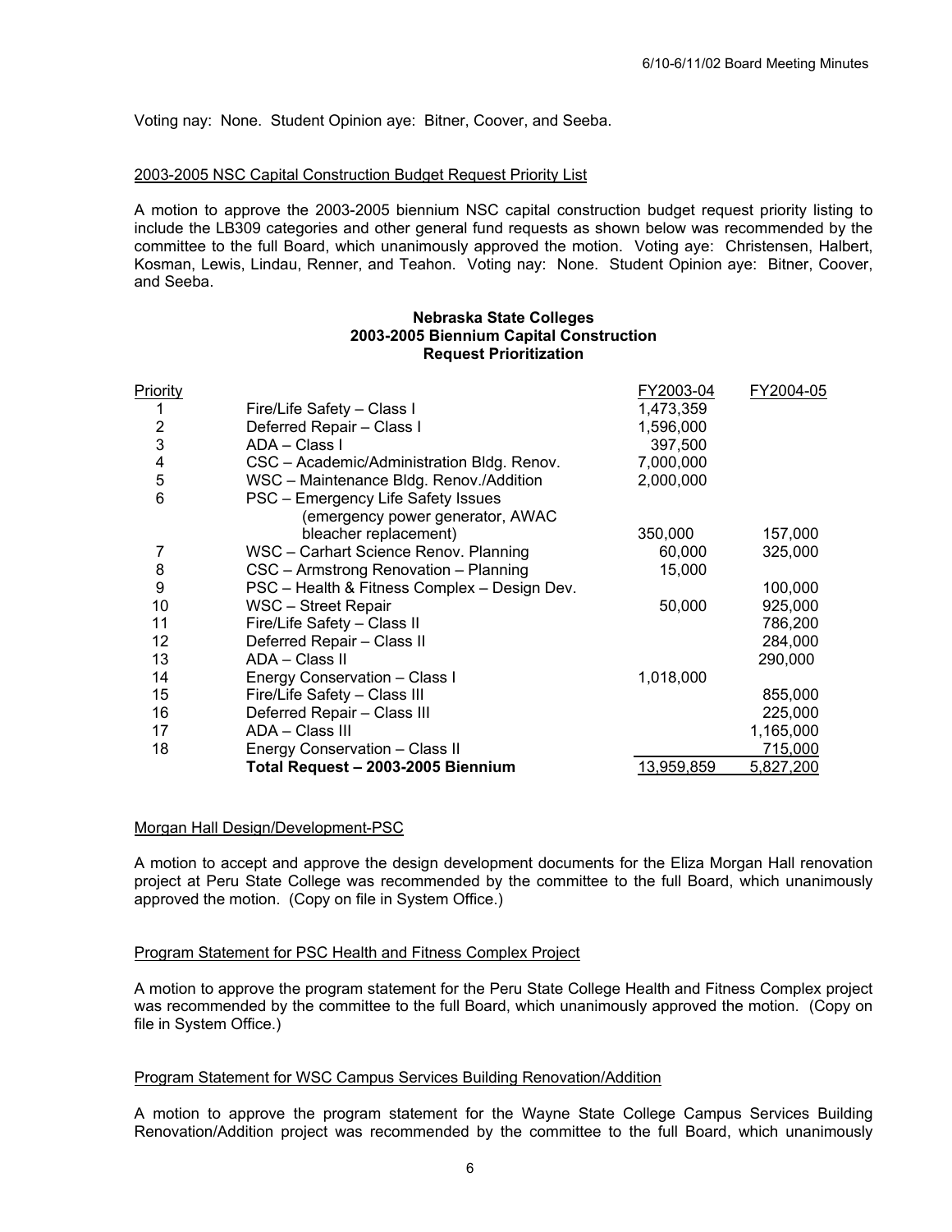Voting nay: None. Student Opinion aye: Bitner, Coover, and Seeba.

2003-2005 NSC Capital Construction Budget Request Priority List

A motion to approve the 2003-2005 biennium NSC capital construction budget request priority listing to include the LB309 categories and other general fund requests as shown below was recommended by the committee to the full Board, which unanimously approved the motion. Voting aye: Christensen, Halbert, Kosman, Lewis, Lindau, Renner, and Teahon. Voting nay: None. Student Opinion aye: Bitner, Coover, and Seeba.

**Nebraska State Colleges**
**2003-2005 Biennium Capital Construction**
**Request Prioritization**

| Priority | | FY2003-04 | FY2004-05 |
|---|---|---|---|
| 1 | Fire/Life Safety – Class I | 1,473,359 | |
| 2 | Deferred Repair – Class I | 1,596,000 | |
| 3 | ADA – Class I | 397,500 | |
| 4 | CSC – Academic/Administration Bldg. Renov. | 7,000,000 | |
| 5 | WSC – Maintenance Bldg. Renov./Addition | 2,000,000 | |
| 6 | PSC – Emergency Life Safety Issues (emergency power generator, AWAC bleacher replacement) | 350,000 | 157,000 |
| 7 | WSC – Carhart Science Renov. Planning | 60,000 | 325,000 |
| 8 | CSC – Armstrong Renovation – Planning | 15,000 | |
| 9 | PSC – Health & Fitness Complex – Design Dev. | | 100,000 |
| 10 | WSC – Street Repair | 50,000 | 925,000 |
| 11 | Fire/Life Safety – Class II | | 786,200 |
| 12 | Deferred Repair – Class II | | 284,000 |
| 13 | ADA – Class II | | 290,000 |
| 14 | Energy Conservation – Class I | 1,018,000 | |
| 15 | Fire/Life Safety – Class III | | 855,000 |
| 16 | Deferred Repair – Class III | | 225,000 |
| 17 | ADA – Class III | | 1,165,000 |
| 18 | Energy Conservation – Class II | | 715,000 |
| | **Total Request – 2003-2005 Biennium** | 13,959,859 | 5,827,200 |

Morgan Hall Design/Development-PSC

A motion to accept and approve the design development documents for the Eliza Morgan Hall renovation project at Peru State College was recommended by the committee to the full Board, which unanimously approved the motion. (Copy on file in System Office.)

Program Statement for PSC Health and Fitness Complex Project

A motion to approve the program statement for the Peru State College Health and Fitness Complex project was recommended by the committee to the full Board, which unanimously approved the motion. (Copy on file in System Office.)

Program Statement for WSC Campus Services Building Renovation/Addition

A motion to approve the program statement for the Wayne State College Campus Services Building Renovation/Addition project was recommended by the committee to the full Board, which unanimously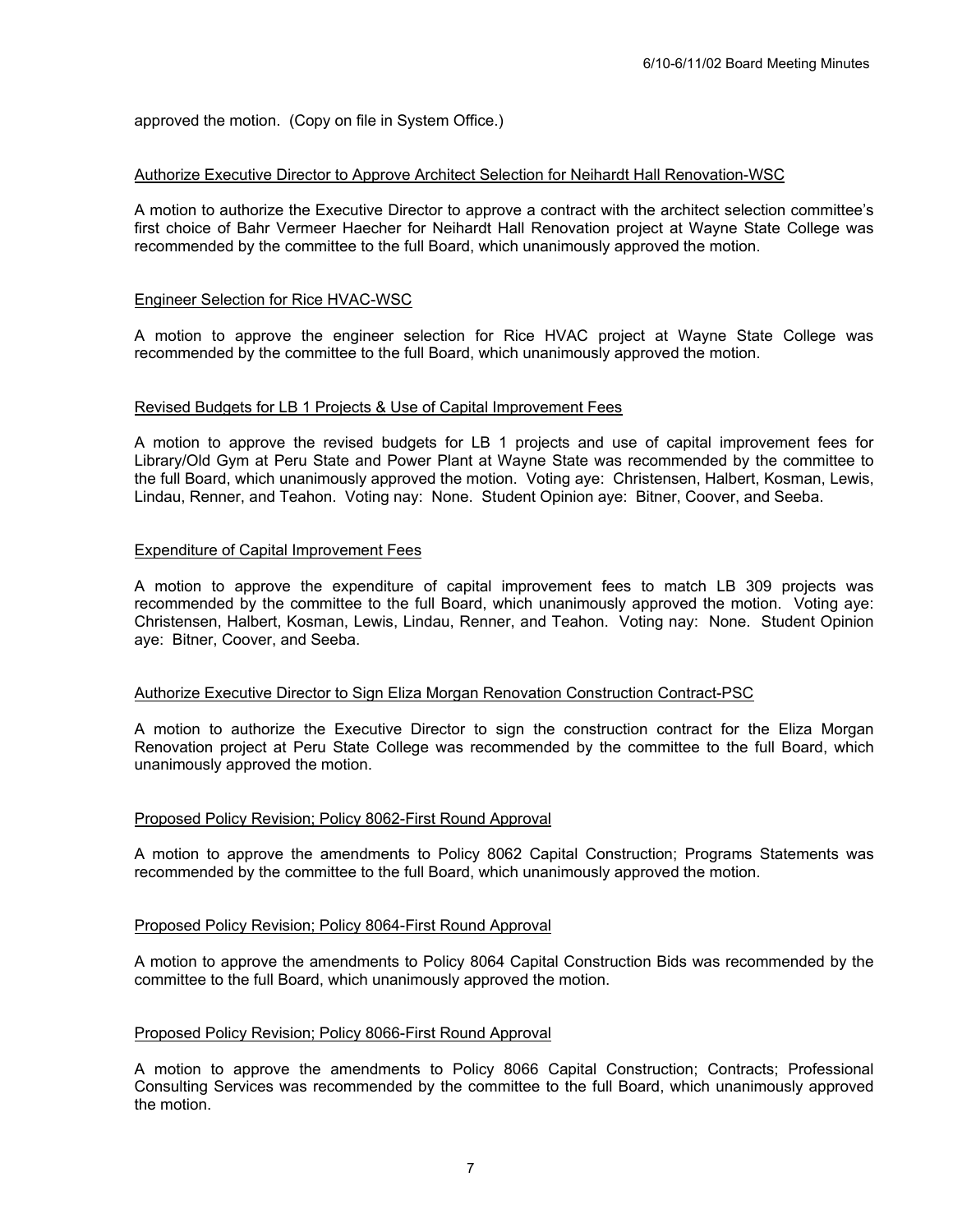approved the motion. (Copy on file in System Office.)

<u>Authorize Executive Director to Approve Architect Selection for Neihardt Hall Renovation-WSC</u>

A motion to authorize the Executive Director to approve a contract with the architect selection committee's first choice of Bahr Vermeer Haecher for Neihardt Hall Renovation project at Wayne State College was recommended by the committee to the full Board, which unanimously approved the motion.

<u>Engineer Selection for Rice HVAC-WSC</u>

A motion to approve the engineer selection for Rice HVAC project at Wayne State College was recommended by the committee to the full Board, which unanimously approved the motion.

<u>Revised Budgets for LB 1 Projects & Use of Capital Improvement Fees</u>

A motion to approve the revised budgets for LB 1 projects and use of capital improvement fees for Library/Old Gym at Peru State and Power Plant at Wayne State was recommended by the committee to the full Board, which unanimously approved the motion. Voting aye: Christensen, Halbert, Kosman, Lewis, Lindau, Renner, and Teahon. Voting nay: None. Student Opinion aye: Bitner, Coover, and Seeba.

<u>Expenditure of Capital Improvement Fees</u>

A motion to approve the expenditure of capital improvement fees to match LB 309 projects was recommended by the committee to the full Board, which unanimously approved the motion. Voting aye: Christensen, Halbert, Kosman, Lewis, Lindau, Renner, and Teahon. Voting nay: None. Student Opinion aye: Bitner, Coover, and Seeba.

<u>Authorize Executive Director to Sign Eliza Morgan Renovation Construction Contract-PSC</u>

A motion to authorize the Executive Director to sign the construction contract for the Eliza Morgan Renovation project at Peru State College was recommended by the committee to the full Board, which unanimously approved the motion.

<u>Proposed Policy Revision; Policy 8062-First Round Approval</u>

A motion to approve the amendments to Policy 8062 Capital Construction; Programs Statements was recommended by the committee to the full Board, which unanimously approved the motion.

<u>Proposed Policy Revision; Policy 8064-First Round Approval</u>

A motion to approve the amendments to Policy 8064 Capital Construction Bids was recommended by the committee to the full Board, which unanimously approved the motion.

<u>Proposed Policy Revision; Policy 8066-First Round Approval</u>

A motion to approve the amendments to Policy 8066 Capital Construction; Contracts; Professional Consulting Services was recommended by the committee to the full Board, which unanimously approved the motion.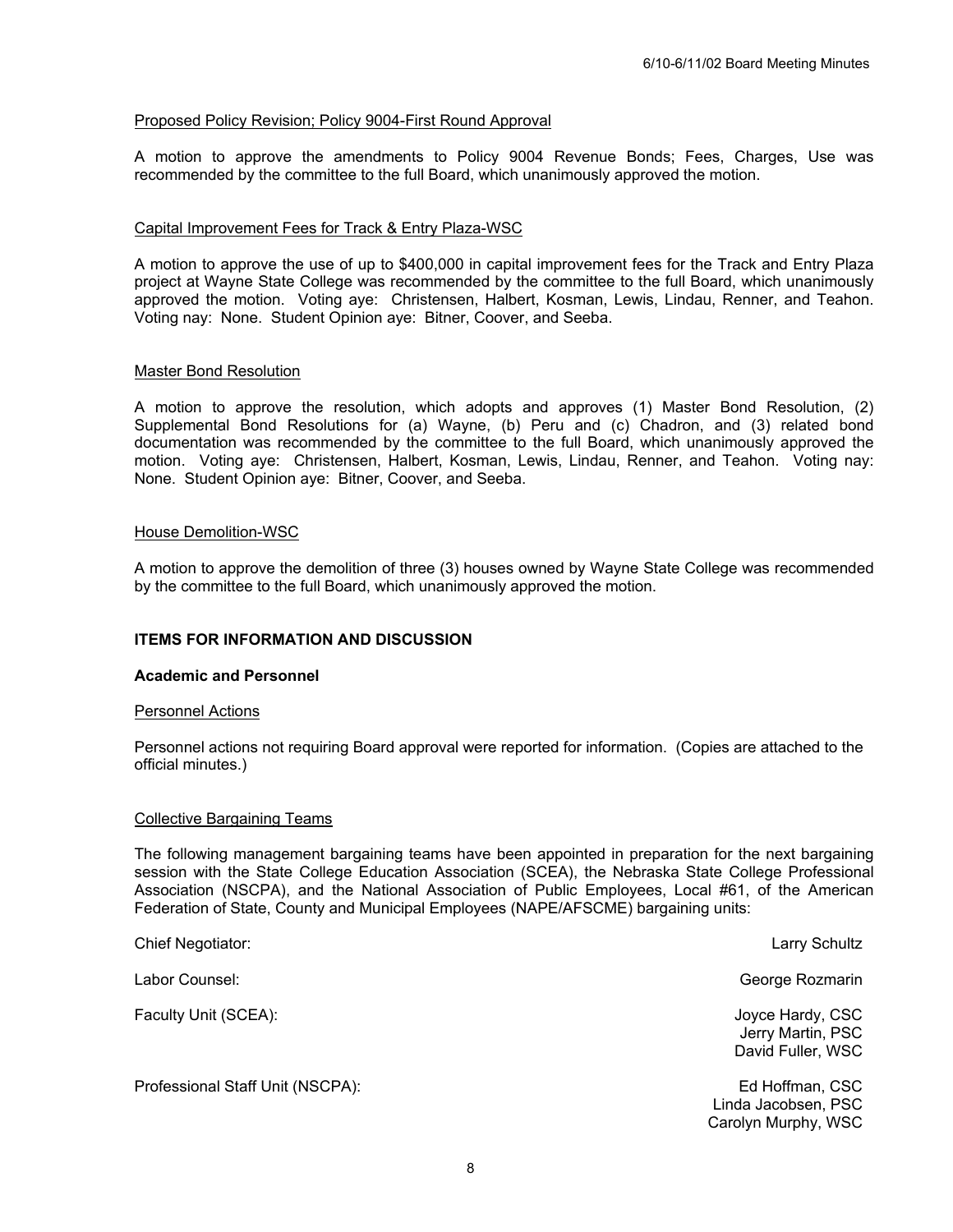Proposed Policy Revision; Policy 9004-First Round Approval

A motion to approve the amendments to Policy 9004 Revenue Bonds; Fees, Charges, Use was recommended by the committee to the full Board, which unanimously approved the motion.

Capital Improvement Fees for Track & Entry Plaza-WSC

A motion to approve the use of up to $400,000 in capital improvement fees for the Track and Entry Plaza project at Wayne State College was recommended by the committee to the full Board, which unanimously approved the motion. Voting aye: Christensen, Halbert, Kosman, Lewis, Lindau, Renner, and Teahon. Voting nay: None. Student Opinion aye: Bitner, Coover, and Seeba.

Master Bond Resolution

A motion to approve the resolution, which adopts and approves (1) Master Bond Resolution, (2) Supplemental Bond Resolutions for (a) Wayne, (b) Peru and (c) Chadron, and (3) related bond documentation was recommended by the committee to the full Board, which unanimously approved the motion. Voting aye: Christensen, Halbert, Kosman, Lewis, Lindau, Renner, and Teahon. Voting nay: None. Student Opinion aye: Bitner, Coover, and Seeba.

House Demolition-WSC

A motion to approve the demolition of three (3) houses owned by Wayne State College was recommended by the committee to the full Board, which unanimously approved the motion.

**ITEMS FOR INFORMATION AND DISCUSSION**

**Academic and Personnel**

Personnel Actions

Personnel actions not requiring Board approval were reported for information. (Copies are attached to the official minutes.)

Collective Bargaining Teams

The following management bargaining teams have been appointed in preparation for the next bargaining session with the State College Education Association (SCEA), the Nebraska State College Professional Association (NSCPA), and the National Association of Public Employees, Local #61, of the American Federation of State, County and Municipal Employees (NAPE/AFSCME) bargaining units:

Chief Negotiator: Larry Schultz

Labor Counsel: George Rozmarin

Faculty Unit (SCEA): Joyce Hardy, CSC
Jerry Martin, PSC
David Fuller, WSC

Professional Staff Unit (NSCPA): Ed Hoffman, CSC
Linda Jacobsen, PSC
Carolyn Murphy, WSC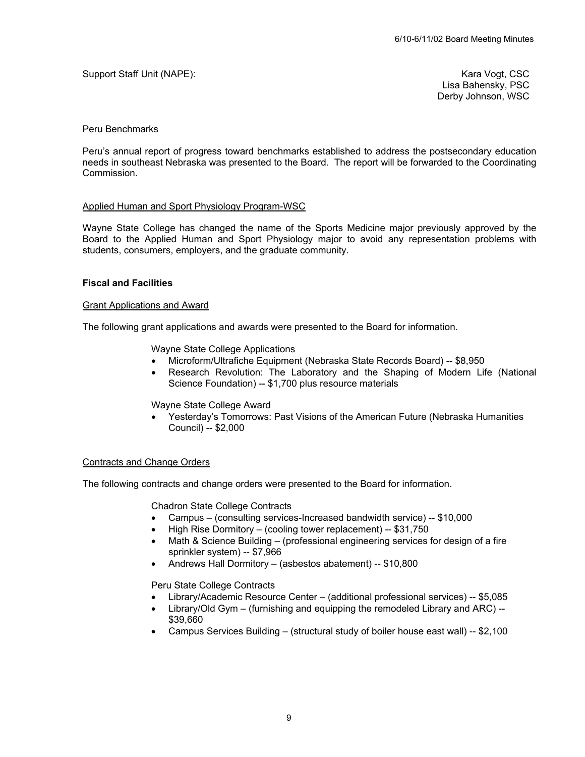Support Staff Unit (NAPE): Kara Vogt, CSC
Lisa Bahensky, PSC
Derby Johnson, WSC

Peru Benchmarks

Peru's annual report of progress toward benchmarks established to address the postsecondary education needs in southeast Nebraska was presented to the Board. The report will be forwarded to the Coordinating Commission.

Applied Human and Sport Physiology Program-WSC

Wayne State College has changed the name of the Sports Medicine major previously approved by the Board to the Applied Human and Sport Physiology major to avoid any representation problems with students, consumers, employers, and the graduate community.

**Fiscal and Facilities**

Grant Applications and Award

The following grant applications and awards were presented to the Board for information.

Wayne State College Applications

- Microform/Ultrafiche Equipment (Nebraska State Records Board) -- $8,950
- Research Revolution: The Laboratory and the Shaping of Modern Life (National Science Foundation) -- $1,700 plus resource materials

Wayne State College Award

- Yesterday's Tomorrows: Past Visions of the American Future (Nebraska Humanities Council) -- $2,000

Contracts and Change Orders

The following contracts and change orders were presented to the Board for information.

Chadron State College Contracts

- Campus – (consulting services-Increased bandwidth service) -- $10,000
- High Rise Dormitory – (cooling tower replacement) -- $31,750
- Math & Science Building – (professional engineering services for design of a fire sprinkler system) -- $7,966
- Andrews Hall Dormitory – (asbestos abatement) -- $10,800

Peru State College Contracts

- Library/Academic Resource Center – (additional professional services) -- $5,085
- Library/Old Gym – (furnishing and equipping the remodeled Library and ARC) -- $39,660
- Campus Services Building – (structural study of boiler house east wall) -- $2,100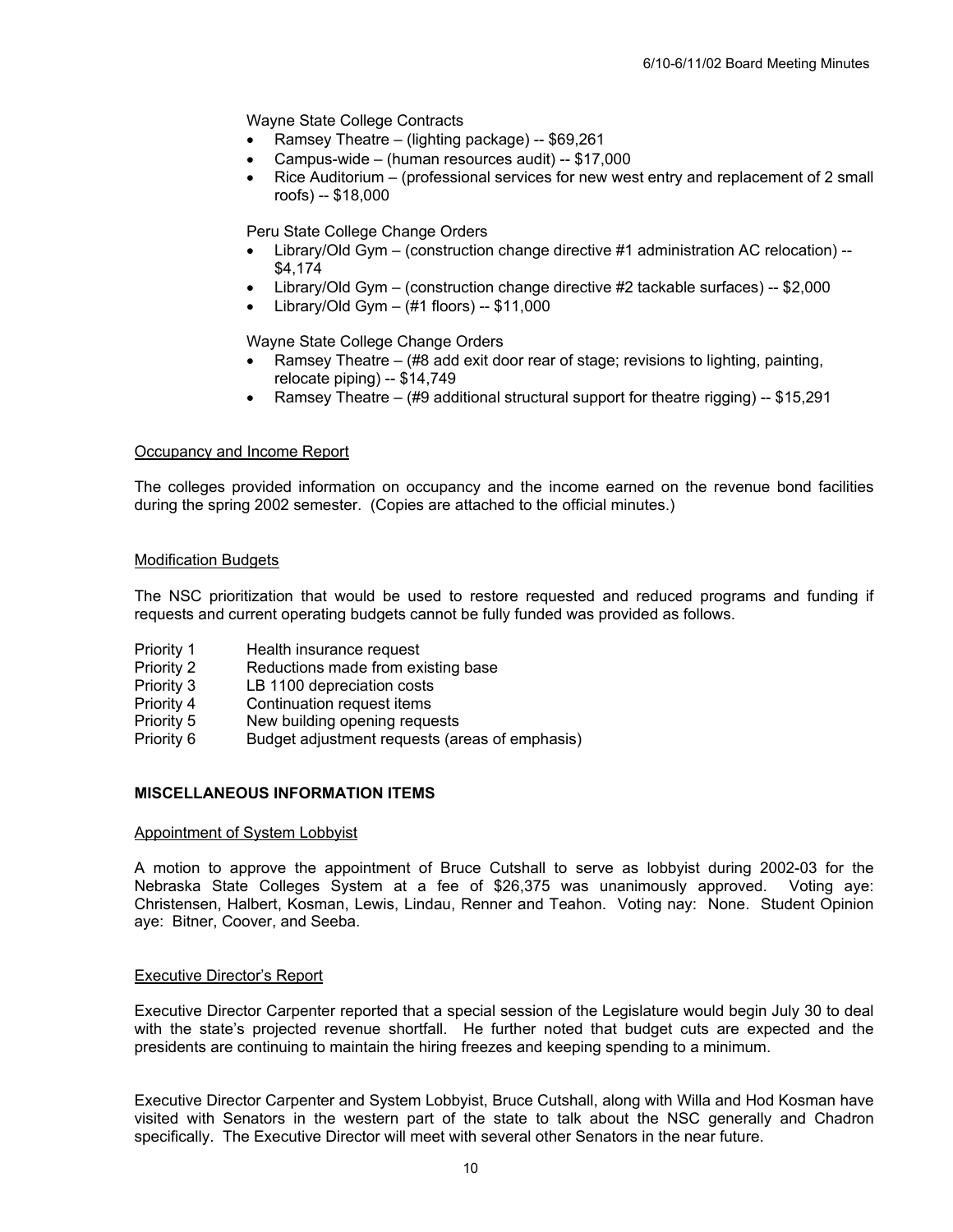Wayne State College Contracts

- Ramsey Theatre – (lighting package) -- $69,261
- Campus-wide – (human resources audit) -- $17,000
- Rice Auditorium – (professional services for new west entry and replacement of 2 small roofs) -- $18,000

Peru State College Change Orders

- Library/Old Gym – (construction change directive #1 administration AC relocation) -- $4,174
- Library/Old Gym – (construction change directive #2 tackable surfaces) -- $2,000
- Library/Old Gym – (#1 floors) -- $11,000

Wayne State College Change Orders

- Ramsey Theatre – (#8 add exit door rear of stage; revisions to lighting, painting, relocate piping) -- $14,749
- Ramsey Theatre – (#9 additional structural support for theatre rigging) -- $15,291

Occupancy and Income Report

The colleges provided information on occupancy and the income earned on the revenue bond facilities during the spring 2002 semester. (Copies are attached to the official minutes.)

Modification Budgets

The NSC prioritization that would be used to restore requested and reduced programs and funding if requests and current operating budgets cannot be fully funded was provided as follows.

- Priority 1 Health insurance request
- Priority 2 Reductions made from existing base
- Priority 3 LB 1100 depreciation costs
- Priority 4 Continuation request items
- Priority 5 New building opening requests
- Priority 6 Budget adjustment requests (areas of emphasis)

## MISCELLANEOUS INFORMATION ITEMS

Appointment of System Lobbyist

A motion to approve the appointment of Bruce Cutshall to serve as lobbyist during 2002-03 for the Nebraska State Colleges System at a fee of $26,375 was unanimously approved. Voting aye: Christensen, Halbert, Kosman, Lewis, Lindau, Renner and Teahon. Voting nay: None. Student Opinion aye: Bitner, Coover, and Seeba.

Executive Director's Report

Executive Director Carpenter reported that a special session of the Legislature would begin July 30 to deal with the state's projected revenue shortfall. He further noted that budget cuts are expected and the presidents are continuing to maintain the hiring freezes and keeping spending to a minimum.

Executive Director Carpenter and System Lobbyist, Bruce Cutshall, along with Willa and Hod Kosman have visited with Senators in the western part of the state to talk about the NSC generally and Chadron specifically. The Executive Director will meet with several other Senators in the near future.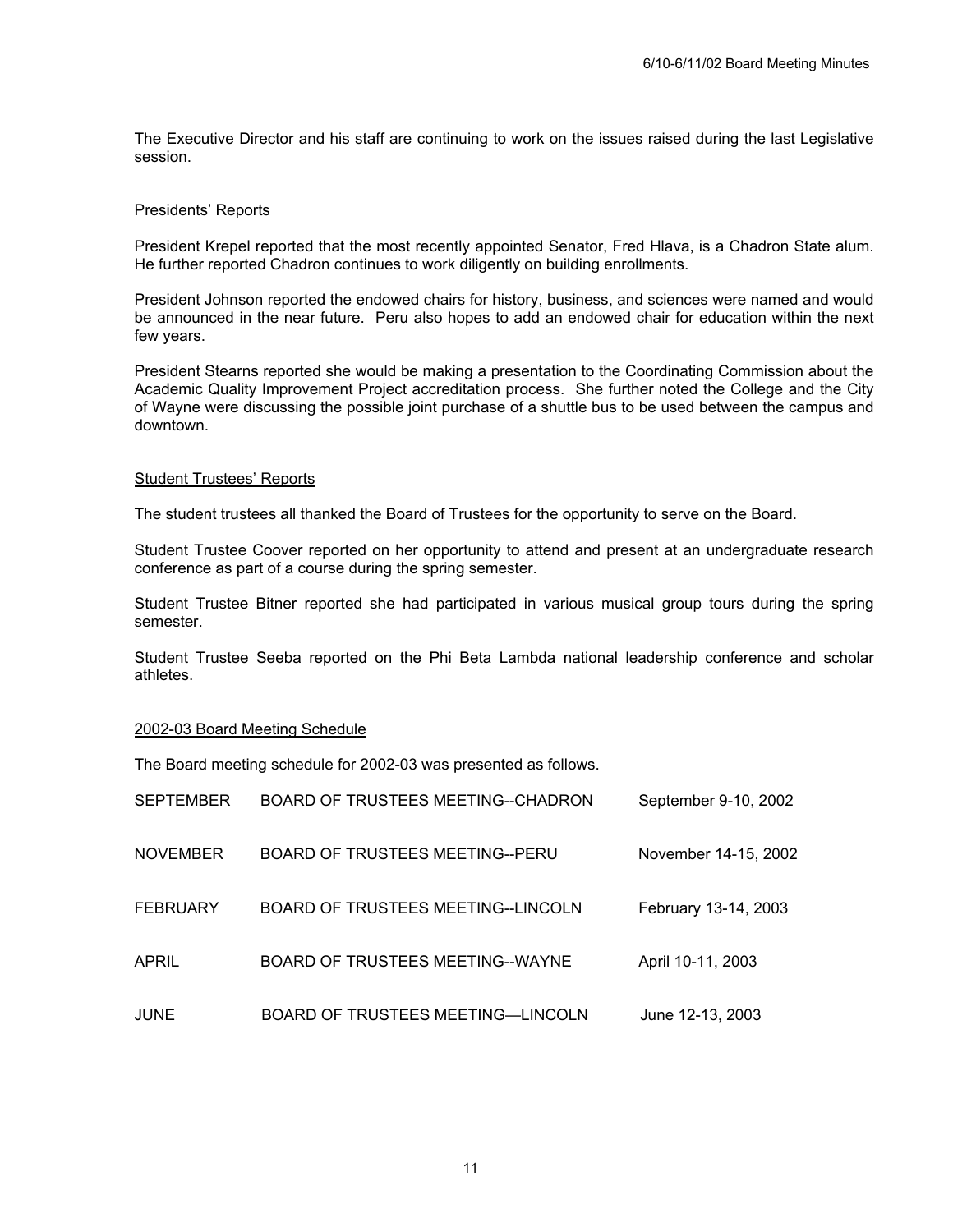The Executive Director and his staff are continuing to work on the issues raised during the last Legislative session.

## Presidents' Reports

President Krepel reported that the most recently appointed Senator, Fred Hlava, is a Chadron State alum. He further reported Chadron continues to work diligently on building enrollments.

President Johnson reported the endowed chairs for history, business, and sciences were named and would be announced in the near future. Peru also hopes to add an endowed chair for education within the next few years.

President Stearns reported she would be making a presentation to the Coordinating Commission about the Academic Quality Improvement Project accreditation process. She further noted the College and the City of Wayne were discussing the possible joint purchase of a shuttle bus to be used between the campus and downtown.

## Student Trustees' Reports

The student trustees all thanked the Board of Trustees for the opportunity to serve on the Board.

Student Trustee Coover reported on her opportunity to attend and present at an undergraduate research conference as part of a course during the spring semester.

Student Trustee Bitner reported she had participated in various musical group tours during the spring semester.

Student Trustee Seeba reported on the Phi Beta Lambda national leadership conference and scholar athletes.

## 2002-03 Board Meeting Schedule

The Board meeting schedule for 2002-03 was presented as follows.

| | | |
|---|---|---|
| SEPTEMBER | BOARD OF TRUSTEES MEETING--CHADRON | September 9-10, 2002 |
| NOVEMBER | BOARD OF TRUSTEES MEETING--PERU | November 14-15, 2002 |
| FEBRUARY | BOARD OF TRUSTEES MEETING--LINCOLN | February 13-14, 2003 |
| APRIL | BOARD OF TRUSTEES MEETING--WAYNE | April 10-11, 2003 |
| JUNE | BOARD OF TRUSTEES MEETING—LINCOLN | June 12-13, 2003 |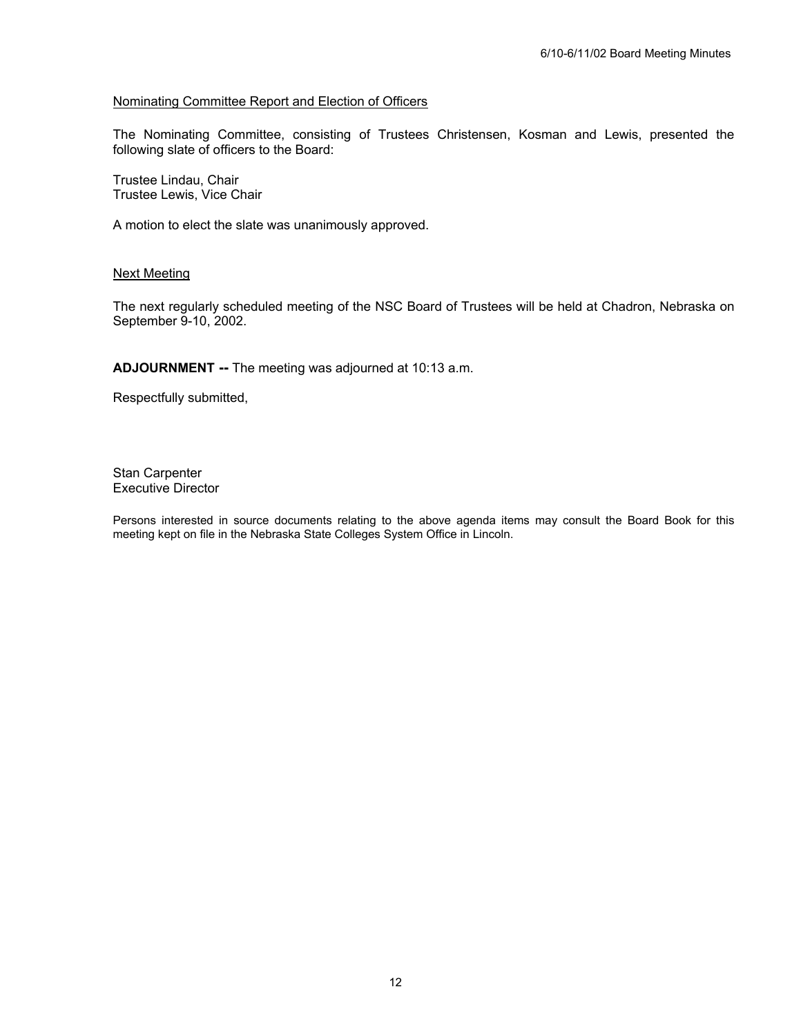Nominating Committee Report and Election of Officers

The Nominating Committee, consisting of Trustees Christensen, Kosman and Lewis, presented the following slate of officers to the Board:

Trustee Lindau, Chair
Trustee Lewis, Vice Chair

A motion to elect the slate was unanimously approved.

Next Meeting

The next regularly scheduled meeting of the NSC Board of Trustees will be held at Chadron, Nebraska on September 9-10, 2002.

**ADJOURNMENT --** The meeting was adjourned at 10:13 a.m.

Respectfully submitted,

Stan Carpenter
Executive Director

Persons interested in source documents relating to the above agenda items may consult the Board Book for this meeting kept on file in the Nebraska State Colleges System Office in Lincoln.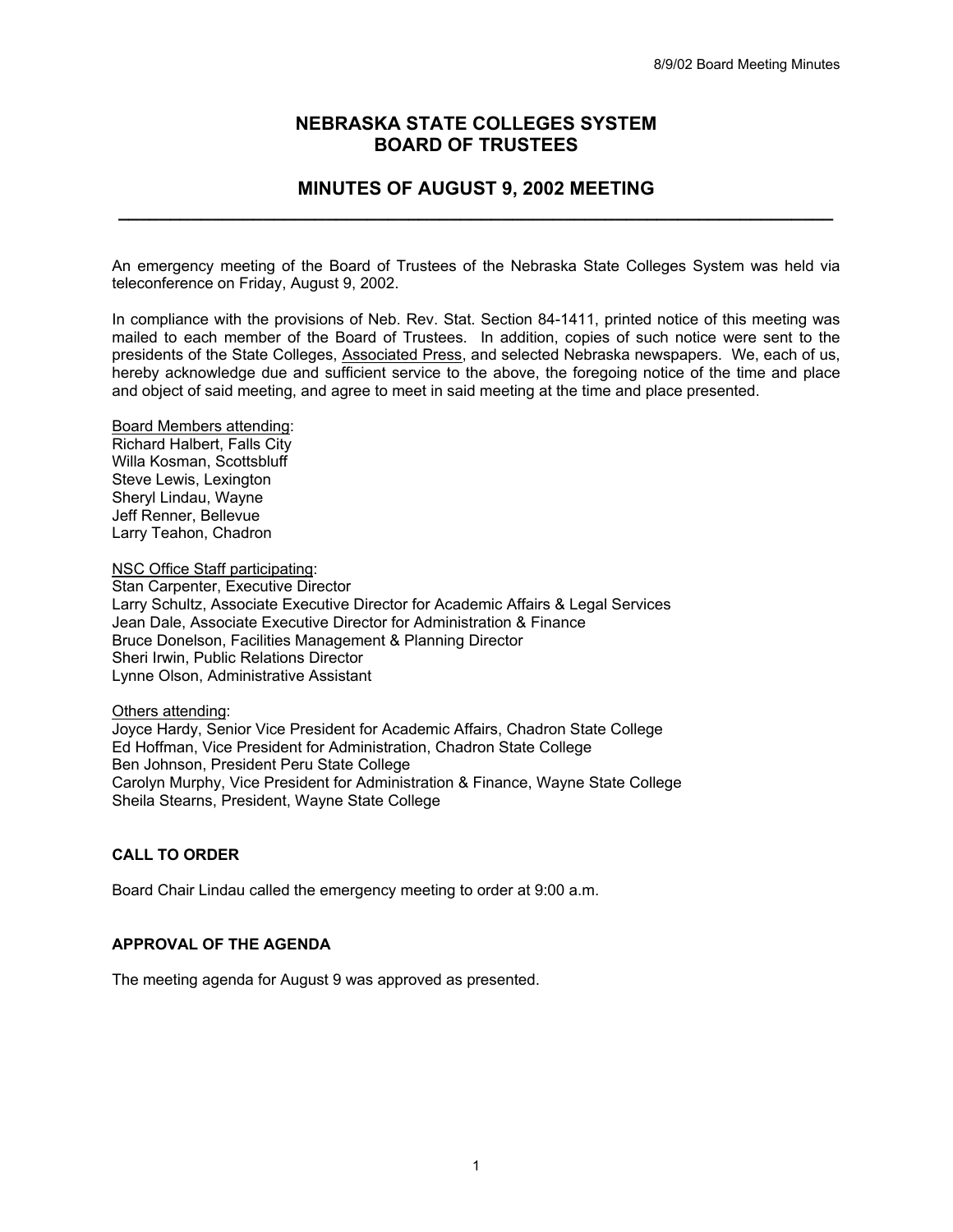# NEBRASKA STATE COLLEGES SYSTEM
# BOARD OF TRUSTEES

## MINUTES OF AUGUST 9, 2002 MEETING

---

An emergency meeting of the Board of Trustees of the Nebraska State Colleges System was held via teleconference on Friday, August 9, 2002.

In compliance with the provisions of Neb. Rev. Stat. Section 84-1411, printed notice of this meeting was mailed to each member of the Board of Trustees. In addition, copies of such notice were sent to the presidents of the State Colleges, Associated Press, and selected Nebraska newspapers. We, each of us, hereby acknowledge due and sufficient service to the above, the foregoing notice of the time and place and object of said meeting, and agree to meet in said meeting at the time and place presented.

Board Members attending:
Richard Halbert, Falls City
Willa Kosman, Scottsbluff
Steve Lewis, Lexington
Sheryl Lindau, Wayne
Jeff Renner, Bellevue
Larry Teahon, Chadron

NSC Office Staff participating:
Stan Carpenter, Executive Director
Larry Schultz, Associate Executive Director for Academic Affairs & Legal Services
Jean Dale, Associate Executive Director for Administration & Finance
Bruce Donelson, Facilities Management & Planning Director
Sheri Irwin, Public Relations Director
Lynne Olson, Administrative Assistant

Others attending:
Joyce Hardy, Senior Vice President for Academic Affairs, Chadron State College
Ed Hoffman, Vice President for Administration, Chadron State College
Ben Johnson, President Peru State College
Carolyn Murphy, Vice President for Administration & Finance, Wayne State College
Sheila Stearns, President, Wayne State College

### CALL TO ORDER

Board Chair Lindau called the emergency meeting to order at 9:00 a.m.

### APPROVAL OF THE AGENDA

The meeting agenda for August 9 was approved as presented.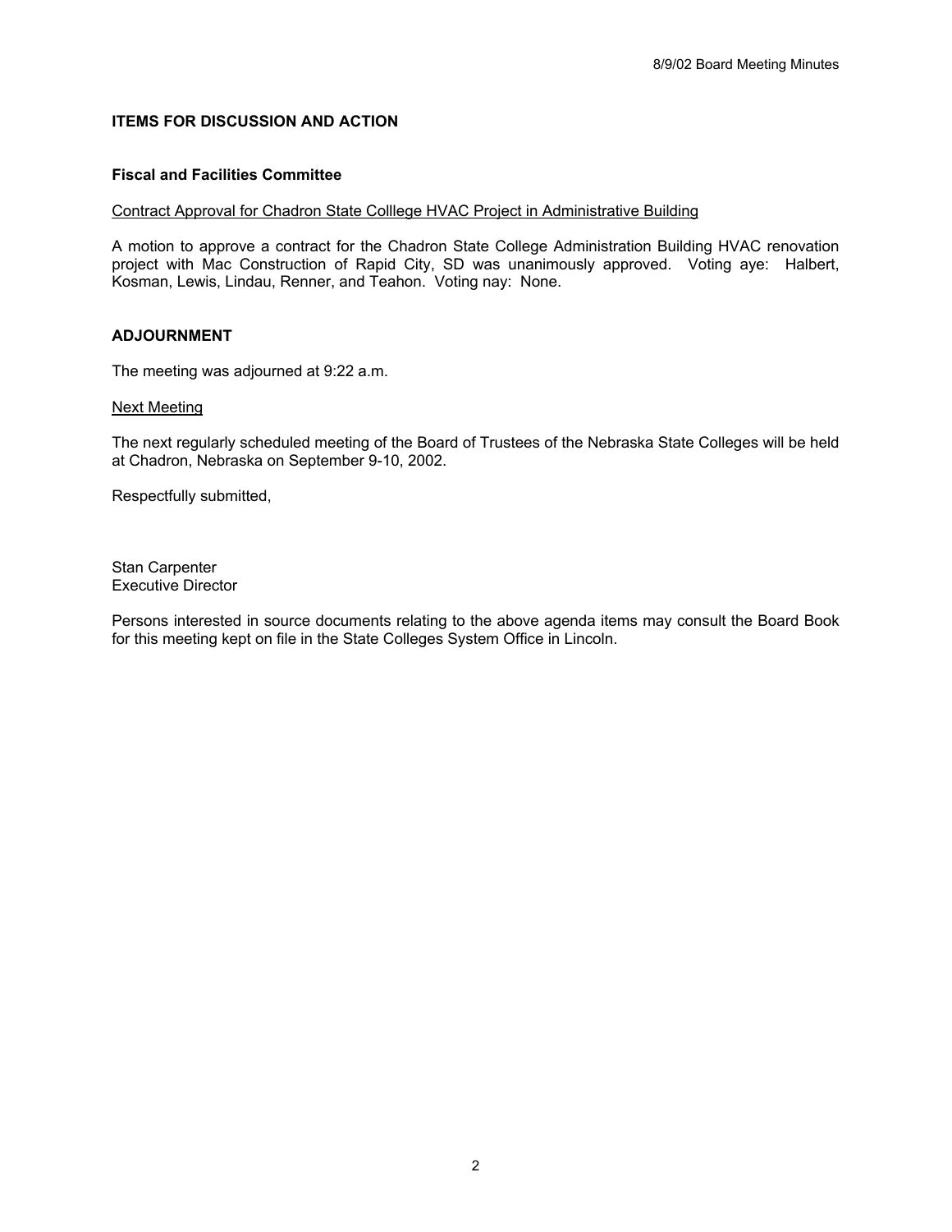## ITEMS FOR DISCUSSION AND ACTION

### Fiscal and Facilities Committee

Contract Approval for Chadron State Colllege HVAC Project in Administrative Building

A motion to approve a contract for the Chadron State College Administration Building HVAC renovation project with Mac Construction of Rapid City, SD was unanimously approved. Voting aye: Halbert, Kosman, Lewis, Lindau, Renner, and Teahon. Voting nay: None.

## ADJOURNMENT

The meeting was adjourned at 9:22 a.m.

Next Meeting

The next regularly scheduled meeting of the Board of Trustees of the Nebraska State Colleges will be held at Chadron, Nebraska on September 9-10, 2002.

Respectfully submitted,

Stan Carpenter
Executive Director

Persons interested in source documents relating to the above agenda items may consult the Board Book for this meeting kept on file in the State Colleges System Office in Lincoln.